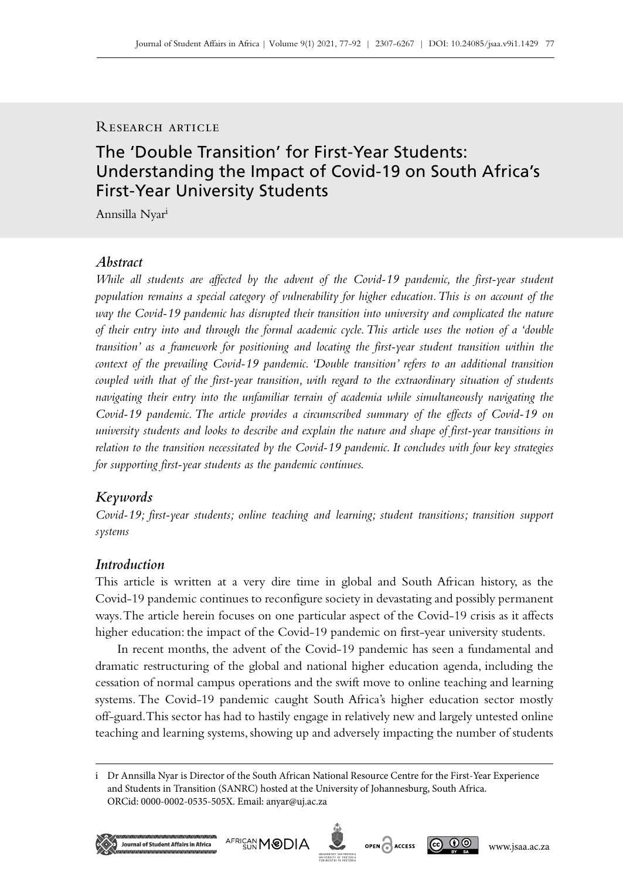Research article

# The 'Double Transition' for First-Year Students: Understanding the Impact of Covid-19 on South Africa's First-Year University Students

Annsilla Nyar[i]

## Abstract

*While all students are affected by the advent of the Covid-19 pandemic, the first-year student population remains a special category of vulnerability for higher education. This is on account of the way the Covid-19 pandemic has disrupted their transition into university and complicated the nature of their entry into and through the formal academic cycle. This article uses the notion of a 'double transition' as a framework for positioning and locating the first-year student transition within the context of the prevailing Covid-19 pandemic. 'Double transition' refers to an additional transition coupled with that of the first-year transition, with regard to the extraordinary situation of students navigating their entry into the unfamiliar terrain of academia while simultaneously navigating the Covid-19 pandemic. The article provides a circumscribed summary of the effects of Covid-19 on university students and looks to describe and explain the nature and shape of first-year transitions in relation to the transition necessitated by the Covid-19 pandemic. It concludes with four key strategies for supporting first-year students as the pandemic continues.*

## Keywords

*Covid-19; first-year students; online teaching and learning; student transitions; transition support systems*

## Introduction

This article is written at a very dire time in global and South African history, as the Covid-19 pandemic continues to reconfigure society in devastating and possibly permanent ways. The article herein focuses on one particular aspect of the Covid-19 crisis as it affects higher education: the impact of the Covid-19 pandemic on first-year university students.

In recent months, the advent of the Covid-19 pandemic has seen a fundamental and dramatic restructuring of the global and national higher education agenda, including the cessation of normal campus operations and the swift move to online teaching and learning systems. The Covid-19 pandemic caught South Africa's higher education sector mostly off-guard. This sector has had to hastily engage in relatively new and largely untested online teaching and learning systems, showing up and adversely impacting the number of students

i Dr Annsilla Nyar is Director of the South African National Resource Centre for the First-Year Experience and Students in Transition (SANRC) hosted at the University of Johannesburg, South Africa. ORCid: 0000-0002-0535-505X. Email: anyar@uj.ac.za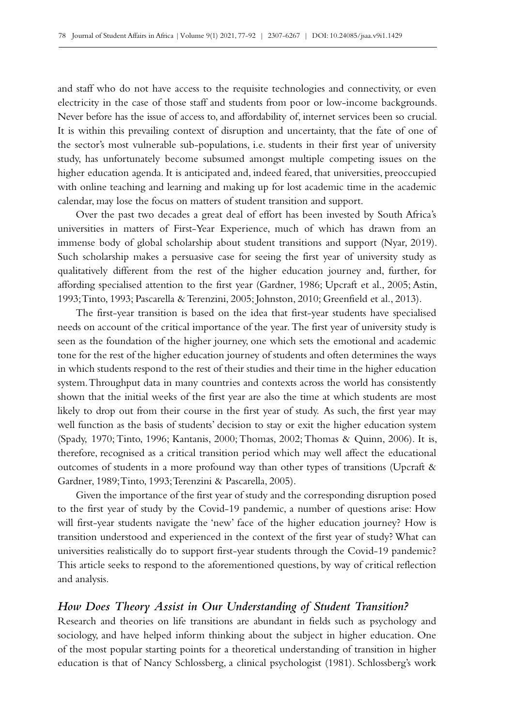and staff who do not have access to the requisite technologies and connectivity, or even electricity in the case of those staff and students from poor or low-income backgrounds. Never before has the issue of access to, and affordability of, internet services been so crucial. It is within this prevailing context of disruption and uncertainty, that the fate of one of the sector's most vulnerable sub-populations, i.e. students in their first year of university study, has unfortunately become subsumed amongst multiple competing issues on the higher education agenda. It is anticipated and, indeed feared, that universities, preoccupied with online teaching and learning and making up for lost academic time in the academic calendar, may lose the focus on matters of student transition and support.

Over the past two decades a great deal of effort has been invested by South Africa's universities in matters of First-Year Experience, much of which has drawn from an immense body of global scholarship about student transitions and support (Nyar, 2019). Such scholarship makes a persuasive case for seeing the first year of university study as qualitatively different from the rest of the higher education journey and, further, for affording specialised attention to the first year (Gardner, 1986; Upcraft et al., 2005; Astin, 1993; Tinto, 1993; Pascarella & Terenzini, 2005; Johnston, 2010; Greenfield et al., 2013).

The first-year transition is based on the idea that first-year students have specialised needs on account of the critical importance of the year. The first year of university study is seen as the foundation of the higher journey, one which sets the emotional and academic tone for the rest of the higher education journey of students and often determines the ways in which students respond to the rest of their studies and their time in the higher education system. Throughput data in many countries and contexts across the world has consistently shown that the initial weeks of the first year are also the time at which students are most likely to drop out from their course in the first year of study. As such, the first year may well function as the basis of students' decision to stay or exit the higher education system (Spady, 1970; Tinto, 1996; Kantanis, 2000; Thomas, 2002; Thomas & Quinn, 2006). It is, therefore, recognised as a critical transition period which may well affect the educational outcomes of students in a more profound way than other types of transitions (Upcraft & Gardner, 1989; Tinto, 1993; Terenzini & Pascarella, 2005).

Given the importance of the first year of study and the corresponding disruption posed to the first year of study by the Covid-19 pandemic, a number of questions arise: How will first-year students navigate the 'new' face of the higher education journey? How is transition understood and experienced in the context of the first year of study? What can universities realistically do to support first-year students through the Covid-19 pandemic? This article seeks to respond to the aforementioned questions, by way of critical reflection and analysis.

## *How Does Theory Assist in Our Understanding of Student Transition?*

Research and theories on life transitions are abundant in fields such as psychology and sociology, and have helped inform thinking about the subject in higher education. One of the most popular starting points for a theoretical understanding of transition in higher education is that of Nancy Schlossberg, a clinical psychologist (1981). Schlossberg's work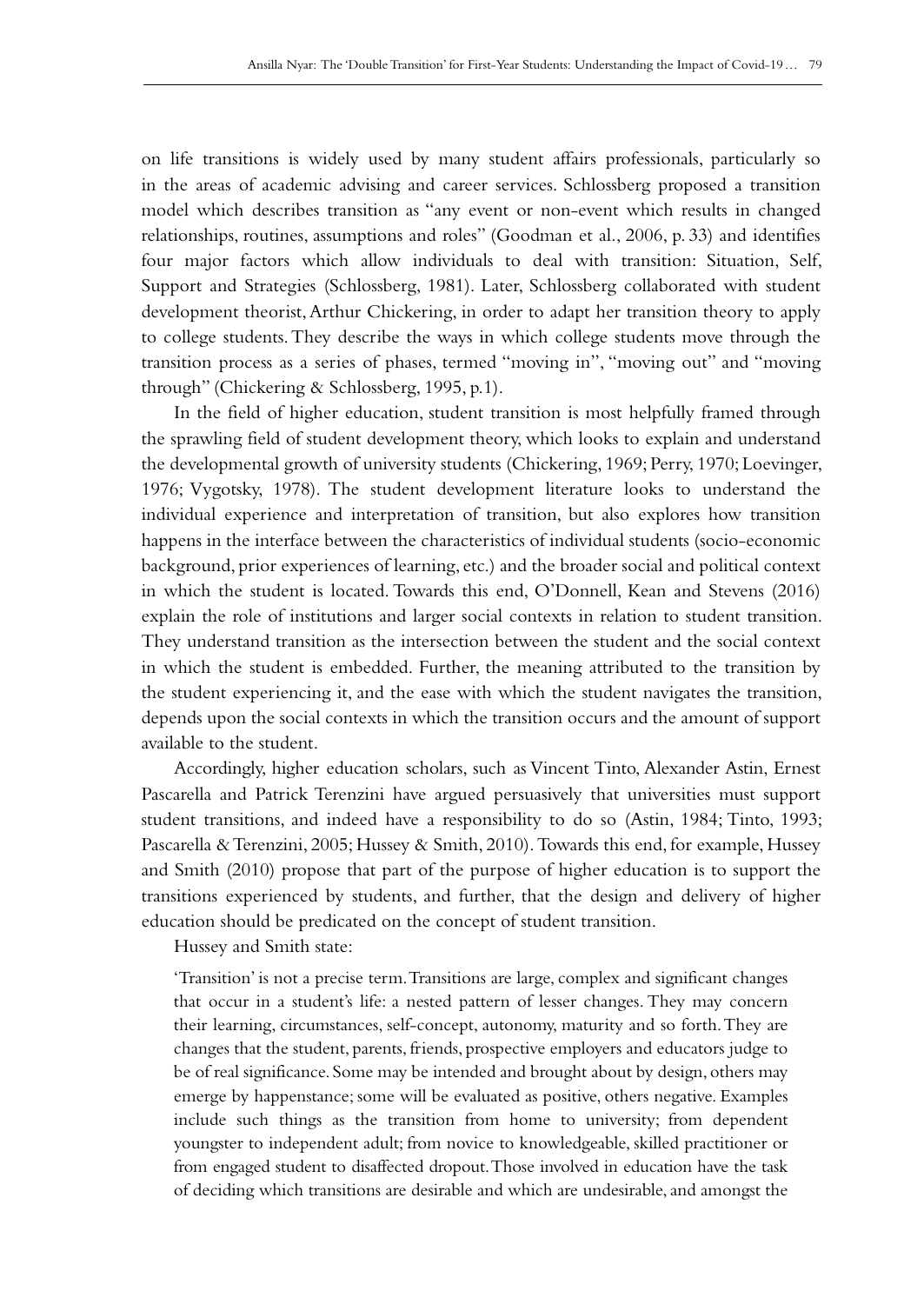on life transitions is widely used by many student affairs professionals, particularly so in the areas of academic advising and career services. Schlossberg proposed a transition model which describes transition as "any event or non-event which results in changed relationships, routines, assumptions and roles" (Goodman et al., 2006, p. 33) and identifies four major factors which allow individuals to deal with transition: Situation, Self, Support and Strategies (Schlossberg, 1981). Later, Schlossberg collaborated with student development theorist, Arthur Chickering, in order to adapt her transition theory to apply to college students. They describe the ways in which college students move through the transition process as a series of phases, termed "moving in", "moving out" and "moving through" (Chickering & Schlossberg, 1995, p.1).

In the field of higher education, student transition is most helpfully framed through the sprawling field of student development theory, which looks to explain and understand the developmental growth of university students (Chickering, 1969; Perry, 1970; Loevinger, 1976; Vygotsky, 1978). The student development literature looks to understand the individual experience and interpretation of transition, but also explores how transition happens in the interface between the characteristics of individual students (socio-economic background, prior experiences of learning, etc.) and the broader social and political context in which the student is located. Towards this end, O'Donnell, Kean and Stevens (2016) explain the role of institutions and larger social contexts in relation to student transition. They understand transition as the intersection between the student and the social context in which the student is embedded. Further, the meaning attributed to the transition by the student experiencing it, and the ease with which the student navigates the transition, depends upon the social contexts in which the transition occurs and the amount of support available to the student.

Accordingly, higher education scholars, such as Vincent Tinto, Alexander Astin, Ernest Pascarella and Patrick Terenzini have argued persuasively that universities must support student transitions, and indeed have a responsibility to do so (Astin, 1984; Tinto, 1993; Pascarella & Terenzini, 2005; Hussey & Smith, 2010). Towards this end, for example, Hussey and Smith (2010) propose that part of the purpose of higher education is to support the transitions experienced by students, and further, that the design and delivery of higher education should be predicated on the concept of student transition.

Hussey and Smith state:

> 'Transition' is not a precise term. Transitions are large, complex and significant changes that occur in a student's life: a nested pattern of lesser changes. They may concern their learning, circumstances, self-concept, autonomy, maturity and so forth. They are changes that the student, parents, friends, prospective employers and educators judge to be of real significance. Some may be intended and brought about by design, others may emerge by happenstance; some will be evaluated as positive, others negative. Examples include such things as the transition from home to university; from dependent youngster to independent adult; from novice to knowledgeable, skilled practitioner or from engaged student to disaffected dropout. Those involved in education have the task of deciding which transitions are desirable and which are undesirable, and amongst the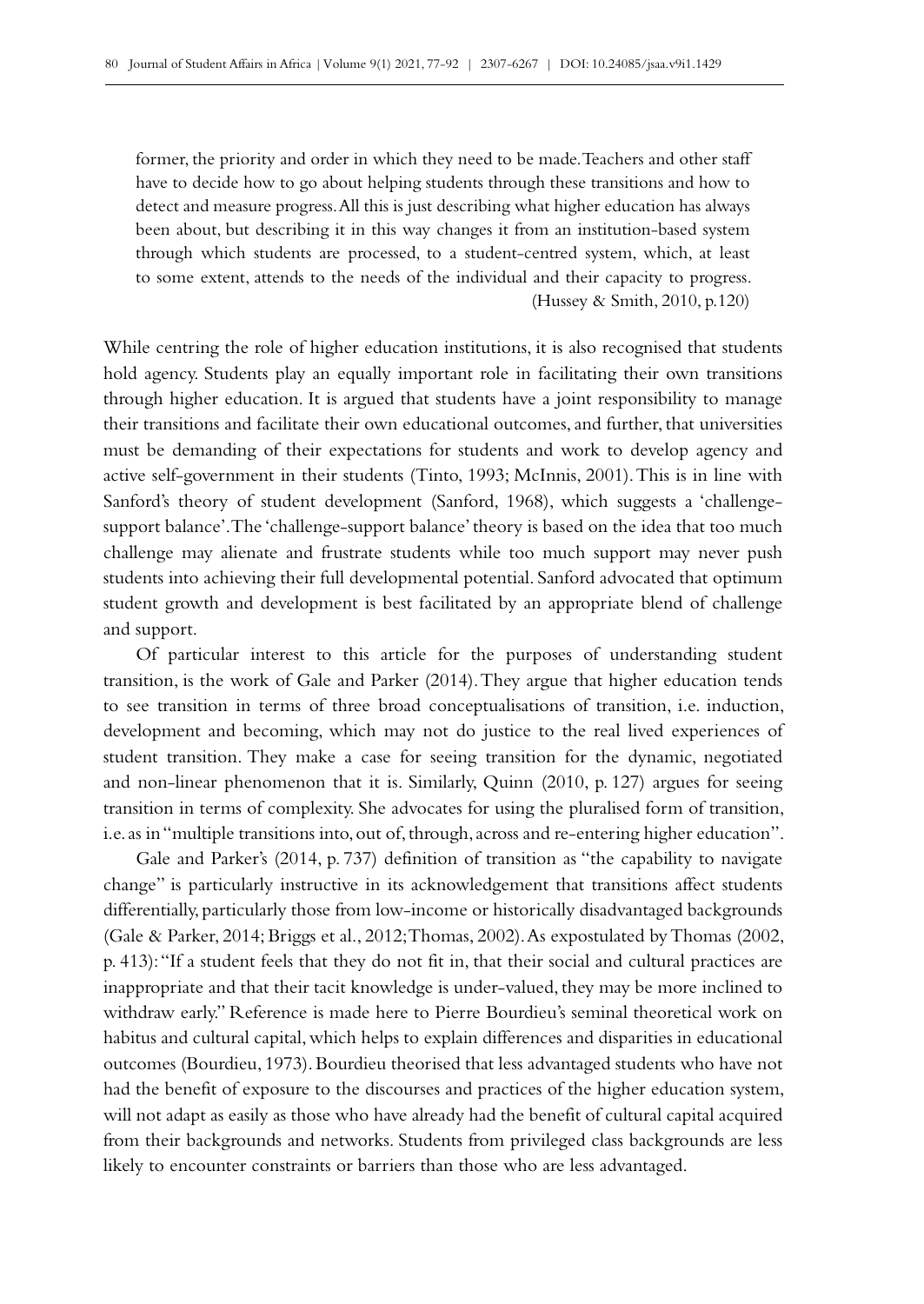> former, the priority and order in which they need to be made. Teachers and other staff have to decide how to go about helping students through these transitions and how to detect and measure progress. All this is just describing what higher education has always been about, but describing it in this way changes it from an institution-based system through which students are processed, to a student-centred system, which, at least to some extent, attends to the needs of the individual and their capacity to progress. (Hussey & Smith, 2010, p.120)

While centring the role of higher education institutions, it is also recognised that students hold agency. Students play an equally important role in facilitating their own transitions through higher education. It is argued that students have a joint responsibility to manage their transitions and facilitate their own educational outcomes, and further, that universities must be demanding of their expectations for students and work to develop agency and active self-government in their students (Tinto, 1993; McInnis, 2001). This is in line with Sanford's theory of student development (Sanford, 1968), which suggests a 'challenge-support balance'. The 'challenge-support balance' theory is based on the idea that too much challenge may alienate and frustrate students while too much support may never push students into achieving their full developmental potential. Sanford advocated that optimum student growth and development is best facilitated by an appropriate blend of challenge and support.

Of particular interest to this article for the purposes of understanding student transition, is the work of Gale and Parker (2014). They argue that higher education tends to see transition in terms of three broad conceptualisations of transition, i.e. induction, development and becoming, which may not do justice to the real lived experiences of student transition. They make a case for seeing transition for the dynamic, negotiated and non-linear phenomenon that it is. Similarly, Quinn (2010, p. 127) argues for seeing transition in terms of complexity. She advocates for using the pluralised form of transition, i.e. as in "multiple transitions into, out of, through, across and re-entering higher education".

Gale and Parker's (2014, p. 737) definition of transition as "the capability to navigate change" is particularly instructive in its acknowledgement that transitions affect students differentially, particularly those from low-income or historically disadvantaged backgrounds (Gale & Parker, 2014; Briggs et al., 2012; Thomas, 2002). As expostulated by Thomas (2002, p. 413): "If a student feels that they do not fit in, that their social and cultural practices are inappropriate and that their tacit knowledge is under-valued, they may be more inclined to withdraw early." Reference is made here to Pierre Bourdieu's seminal theoretical work on habitus and cultural capital, which helps to explain differences and disparities in educational outcomes (Bourdieu, 1973). Bourdieu theorised that less advantaged students who have not had the benefit of exposure to the discourses and practices of the higher education system, will not adapt as easily as those who have already had the benefit of cultural capital acquired from their backgrounds and networks. Students from privileged class backgrounds are less likely to encounter constraints or barriers than those who are less advantaged.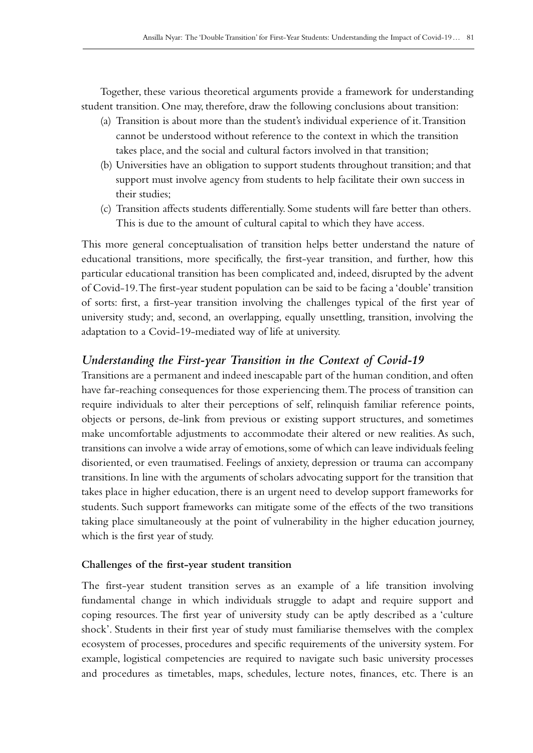Together, these various theoretical arguments provide a framework for understanding student transition. One may, therefore, draw the following conclusions about transition:

(a) Transition is about more than the student's individual experience of it. Transition cannot be understood without reference to the context in which the transition takes place, and the social and cultural factors involved in that transition;

(b) Universities have an obligation to support students throughout transition; and that support must involve agency from students to help facilitate their own success in their studies;

(c) Transition affects students differentially. Some students will fare better than others. This is due to the amount of cultural capital to which they have access.

This more general conceptualisation of transition helps better understand the nature of educational transitions, more specifically, the first-year transition, and further, how this particular educational transition has been complicated and, indeed, disrupted by the advent of Covid-19. The first-year student population can be said to be facing a 'double' transition of sorts: first, a first-year transition involving the challenges typical of the first year of university study; and, second, an overlapping, equally unsettling, transition, involving the adaptation to a Covid-19-mediated way of life at university.

## *Understanding the First-year Transition in the Context of Covid-19*

Transitions are a permanent and indeed inescapable part of the human condition, and often have far-reaching consequences for those experiencing them. The process of transition can require individuals to alter their perceptions of self, relinquish familiar reference points, objects or persons, de-link from previous or existing support structures, and sometimes make uncomfortable adjustments to accommodate their altered or new realities. As such, transitions can involve a wide array of emotions, some of which can leave individuals feeling disoriented, or even traumatised. Feelings of anxiety, depression or trauma can accompany transitions. In line with the arguments of scholars advocating support for the transition that takes place in higher education, there is an urgent need to develop support frameworks for students. Such support frameworks can mitigate some of the effects of the two transitions taking place simultaneously at the point of vulnerability in the higher education journey, which is the first year of study.

### Challenges of the first-year student transition

The first-year student transition serves as an example of a life transition involving fundamental change in which individuals struggle to adapt and require support and coping resources. The first year of university study can be aptly described as a 'culture shock'. Students in their first year of study must familiarise themselves with the complex ecosystem of processes, procedures and specific requirements of the university system. For example, logistical competencies are required to navigate such basic university processes and procedures as timetables, maps, schedules, lecture notes, finances, etc. There is an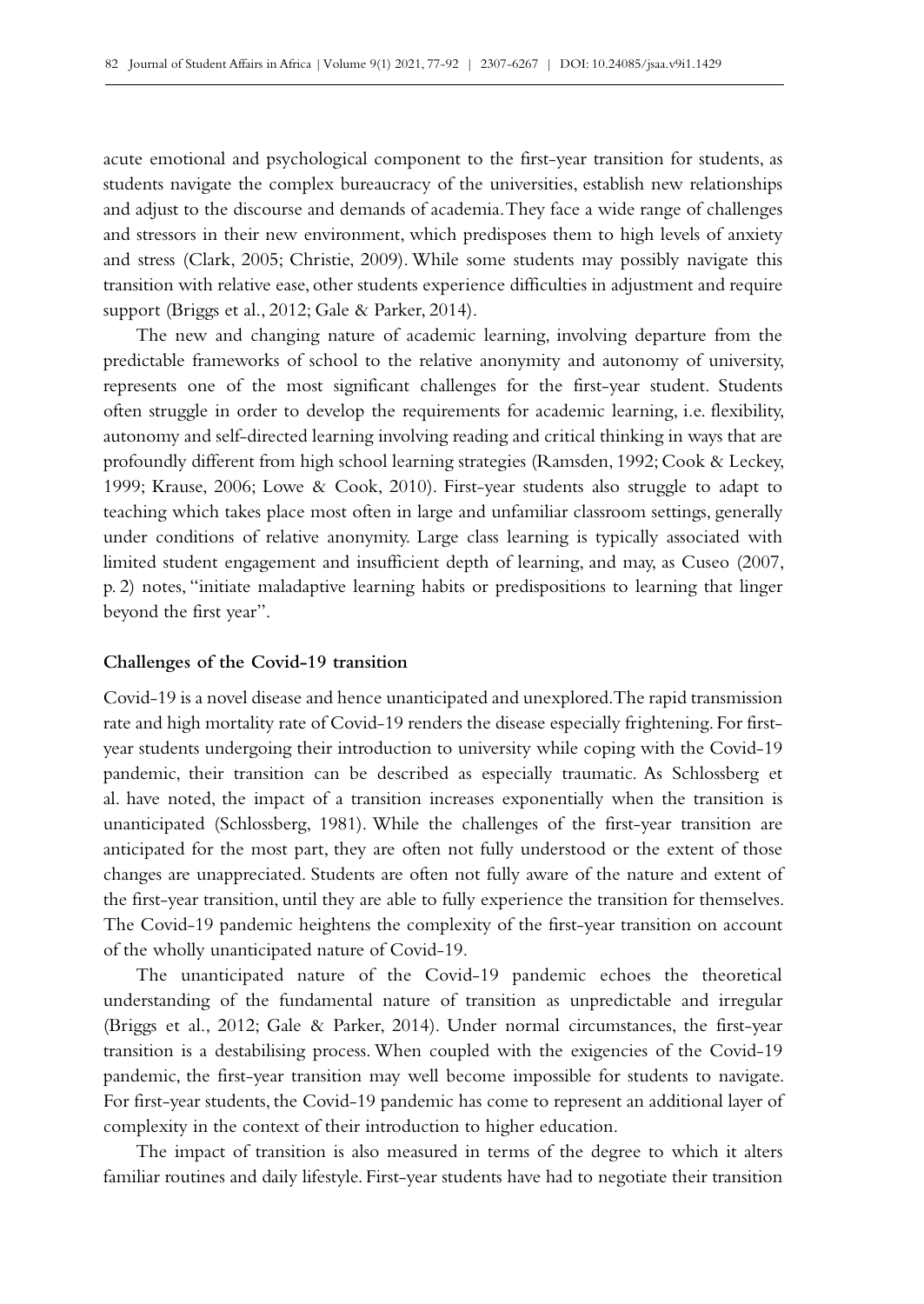acute emotional and psychological component to the first-year transition for students, as students navigate the complex bureaucracy of the universities, establish new relationships and adjust to the discourse and demands of academia. They face a wide range of challenges and stressors in their new environment, which predisposes them to high levels of anxiety and stress (Clark, 2005; Christie, 2009). While some students may possibly navigate this transition with relative ease, other students experience difficulties in adjustment and require support (Briggs et al., 2012; Gale & Parker, 2014).

The new and changing nature of academic learning, involving departure from the predictable frameworks of school to the relative anonymity and autonomy of university, represents one of the most significant challenges for the first-year student. Students often struggle in order to develop the requirements for academic learning, i.e. flexibility, autonomy and self-directed learning involving reading and critical thinking in ways that are profoundly different from high school learning strategies (Ramsden, 1992; Cook & Leckey, 1999; Krause, 2006; Lowe & Cook, 2010). First-year students also struggle to adapt to teaching which takes place most often in large and unfamiliar classroom settings, generally under conditions of relative anonymity. Large class learning is typically associated with limited student engagement and insufficient depth of learning, and may, as Cuseo (2007, p. 2) notes, "initiate maladaptive learning habits or predispositions to learning that linger beyond the first year".

### Challenges of the Covid-19 transition

Covid-19 is a novel disease and hence unanticipated and unexplored. The rapid transmission rate and high mortality rate of Covid-19 renders the disease especially frightening. For first-year students undergoing their introduction to university while coping with the Covid-19 pandemic, their transition can be described as especially traumatic. As Schlossberg et al. have noted, the impact of a transition increases exponentially when the transition is unanticipated (Schlossberg, 1981). While the challenges of the first-year transition are anticipated for the most part, they are often not fully understood or the extent of those changes are unappreciated. Students are often not fully aware of the nature and extent of the first-year transition, until they are able to fully experience the transition for themselves. The Covid-19 pandemic heightens the complexity of the first-year transition on account of the wholly unanticipated nature of Covid-19.

The unanticipated nature of the Covid-19 pandemic echoes the theoretical understanding of the fundamental nature of transition as unpredictable and irregular (Briggs et al., 2012; Gale & Parker, 2014). Under normal circumstances, the first-year transition is a destabilising process. When coupled with the exigencies of the Covid-19 pandemic, the first-year transition may well become impossible for students to navigate. For first-year students, the Covid-19 pandemic has come to represent an additional layer of complexity in the context of their introduction to higher education.

The impact of transition is also measured in terms of the degree to which it alters familiar routines and daily lifestyle. First-year students have had to negotiate their transition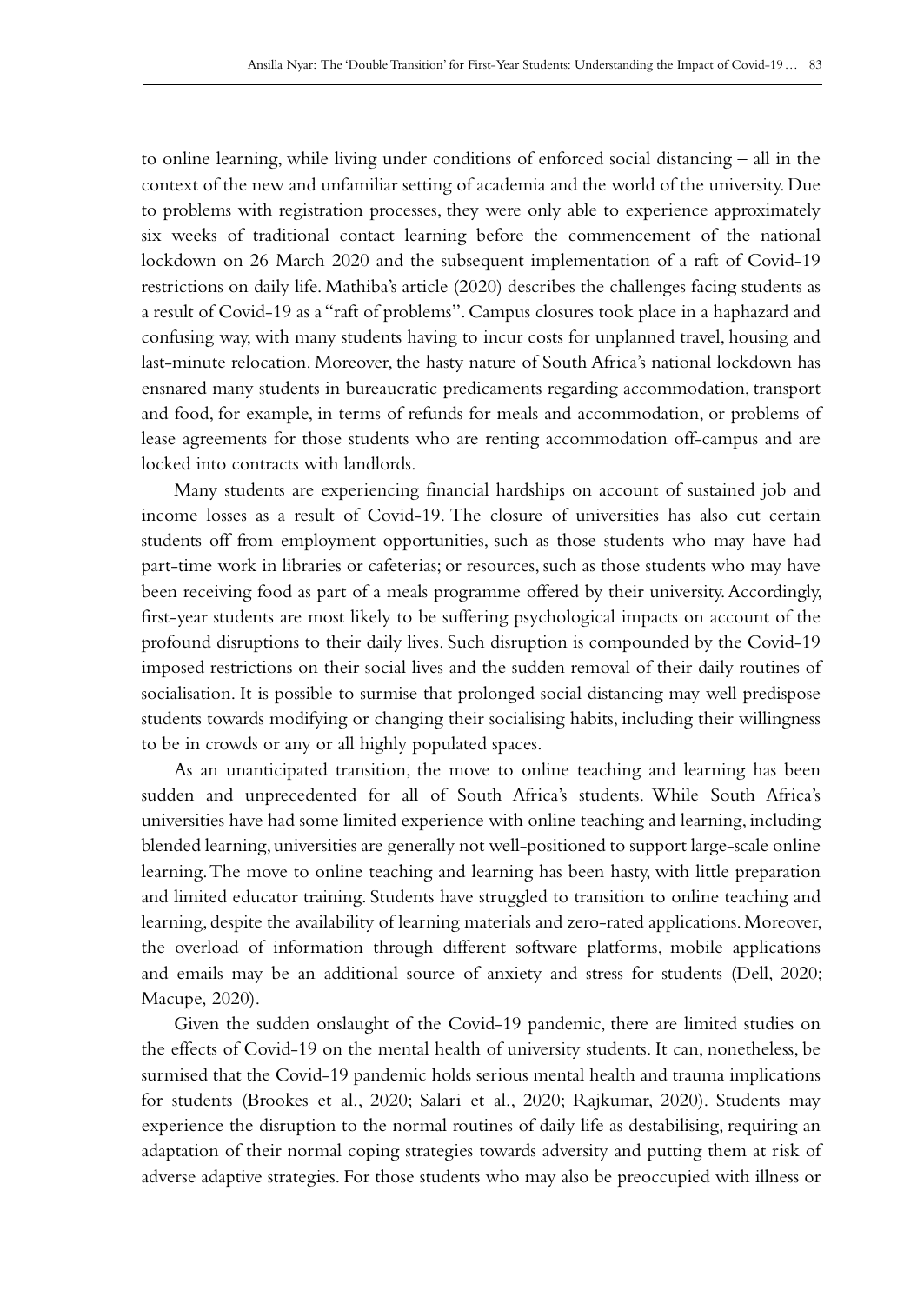to online learning, while living under conditions of enforced social distancing – all in the context of the new and unfamiliar setting of academia and the world of the university. Due to problems with registration processes, they were only able to experience approximately six weeks of traditional contact learning before the commencement of the national lockdown on 26 March 2020 and the subsequent implementation of a raft of Covid-19 restrictions on daily life. Mathiba's article (2020) describes the challenges facing students as a result of Covid-19 as a "raft of problems". Campus closures took place in a haphazard and confusing way, with many students having to incur costs for unplanned travel, housing and last-minute relocation. Moreover, the hasty nature of South Africa's national lockdown has ensnared many students in bureaucratic predicaments regarding accommodation, transport and food, for example, in terms of refunds for meals and accommodation, or problems of lease agreements for those students who are renting accommodation off-campus and are locked into contracts with landlords.

Many students are experiencing financial hardships on account of sustained job and income losses as a result of Covid-19. The closure of universities has also cut certain students off from employment opportunities, such as those students who may have had part-time work in libraries or cafeterias; or resources, such as those students who may have been receiving food as part of a meals programme offered by their university. Accordingly, first-year students are most likely to be suffering psychological impacts on account of the profound disruptions to their daily lives. Such disruption is compounded by the Covid-19 imposed restrictions on their social lives and the sudden removal of their daily routines of socialisation. It is possible to surmise that prolonged social distancing may well predispose students towards modifying or changing their socialising habits, including their willingness to be in crowds or any or all highly populated spaces.

As an unanticipated transition, the move to online teaching and learning has been sudden and unprecedented for all of South Africa's students. While South Africa's universities have had some limited experience with online teaching and learning, including blended learning, universities are generally not well-positioned to support large-scale online learning. The move to online teaching and learning has been hasty, with little preparation and limited educator training. Students have struggled to transition to online teaching and learning, despite the availability of learning materials and zero-rated applications. Moreover, the overload of information through different software platforms, mobile applications and emails may be an additional source of anxiety and stress for students (Dell, 2020; Macupe, 2020).

Given the sudden onslaught of the Covid-19 pandemic, there are limited studies on the effects of Covid-19 on the mental health of university students. It can, nonetheless, be surmised that the Covid-19 pandemic holds serious mental health and trauma implications for students (Brookes et al., 2020; Salari et al., 2020; Rajkumar, 2020). Students may experience the disruption to the normal routines of daily life as destabilising, requiring an adaptation of their normal coping strategies towards adversity and putting them at risk of adverse adaptive strategies. For those students who may also be preoccupied with illness or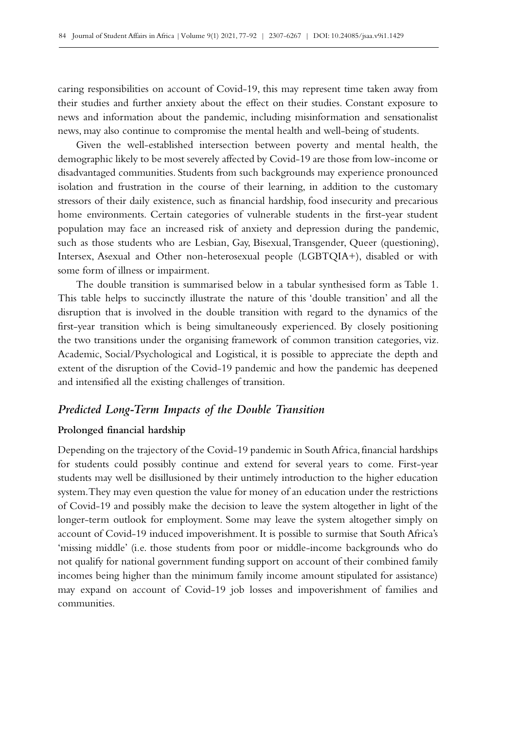caring responsibilities on account of Covid-19, this may represent time taken away from their studies and further anxiety about the effect on their studies. Constant exposure to news and information about the pandemic, including misinformation and sensationalist news, may also continue to compromise the mental health and well-being of students.

Given the well-established intersection between poverty and mental health, the demographic likely to be most severely affected by Covid-19 are those from low-income or disadvantaged communities. Students from such backgrounds may experience pronounced isolation and frustration in the course of their learning, in addition to the customary stressors of their daily existence, such as financial hardship, food insecurity and precarious home environments. Certain categories of vulnerable students in the first-year student population may face an increased risk of anxiety and depression during the pandemic, such as those students who are Lesbian, Gay, Bisexual, Transgender, Queer (questioning), Intersex, Asexual and Other non-heterosexual people (LGBTQIA+), disabled or with some form of illness or impairment.

The double transition is summarised below in a tabular synthesised form as Table 1. This table helps to succinctly illustrate the nature of this 'double transition' and all the disruption that is involved in the double transition with regard to the dynamics of the first-year transition which is being simultaneously experienced. By closely positioning the two transitions under the organising framework of common transition categories, viz. Academic, Social/Psychological and Logistical, it is possible to appreciate the depth and extent of the disruption of the Covid-19 pandemic and how the pandemic has deepened and intensified all the existing challenges of transition.

## *Predicted Long-Term Impacts of the Double Transition*

### Prolonged financial hardship

Depending on the trajectory of the Covid-19 pandemic in South Africa, financial hardships for students could possibly continue and extend for several years to come. First-year students may well be disillusioned by their untimely introduction to the higher education system. They may even question the value for money of an education under the restrictions of Covid-19 and possibly make the decision to leave the system altogether in light of the longer-term outlook for employment. Some may leave the system altogether simply on account of Covid-19 induced impoverishment. It is possible to surmise that South Africa's 'missing middle' (i.e. those students from poor or middle-income backgrounds who do not qualify for national government funding support on account of their combined family incomes being higher than the minimum family income amount stipulated for assistance) may expand on account of Covid-19 job losses and impoverishment of families and communities.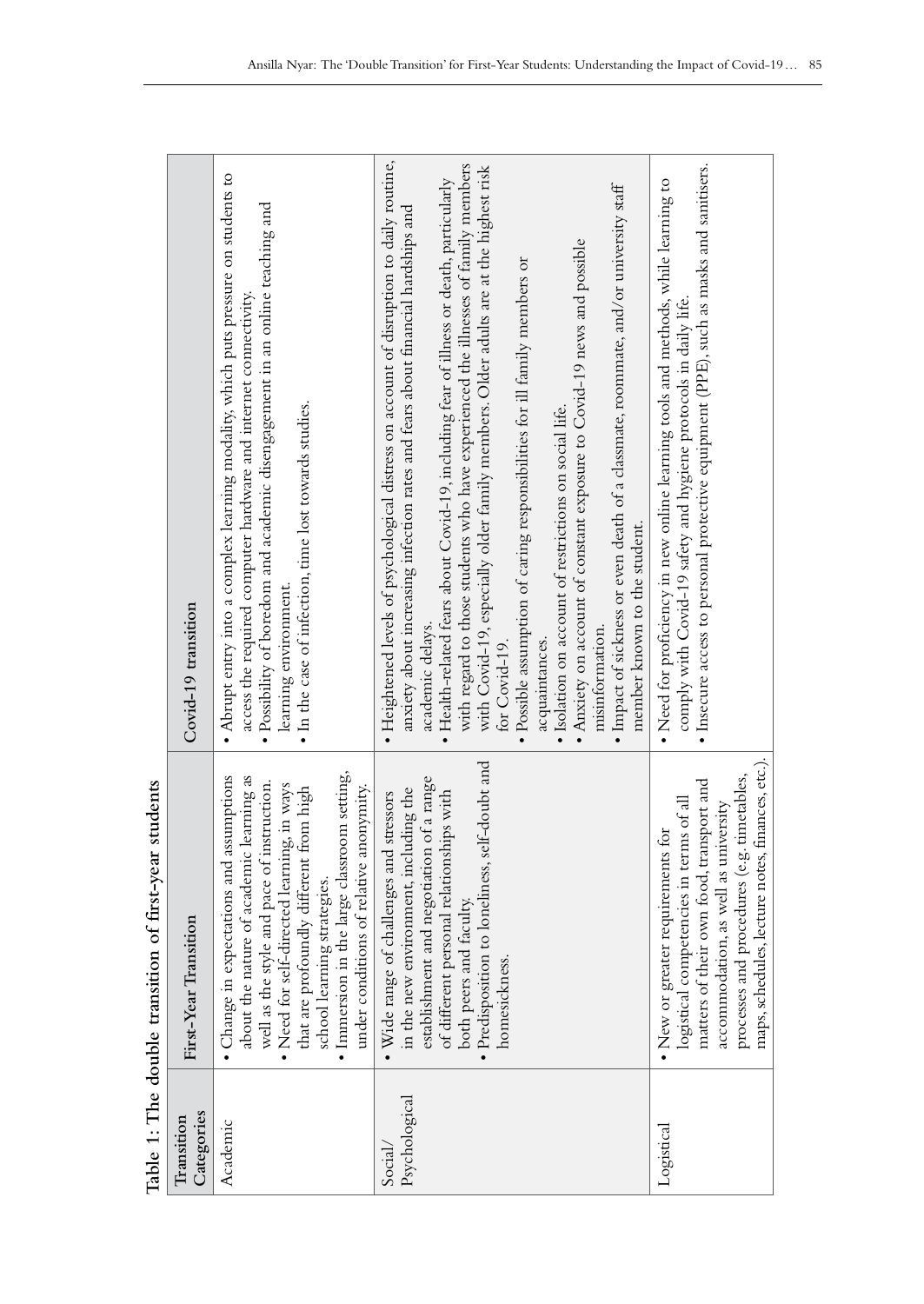**Table 1: The double transition of first-year students**

| Transition Categories | First-Year Transition | Covid-19 transition |
|---|---|---|
| Academic | • Change in expectations and assumptions about the nature of academic learning as well as the style and pace of instruction.<br>• Need for self-directed learning, in ways that are profoundly different from high school learning strategies.<br>• Immersion in the large classroom setting, under conditions of relative anonymity. | • Abrupt entry into a complex learning modality, which puts pressure on students to access the required computer hardware and internet connectivity.<br>• Possibility of boredom and academic disengagement in an online teaching and learning environment.<br>• In the case of infection, time lost towards studies. |
| Social/ Psychological | • Wide range of challenges and stressors in the new environment, including the establishment and negotiation of a range of different personal relationships with both peers and faculty.<br>• Predisposition to loneliness, self-doubt and homesickness. | • Heightened levels of psychological distress on account of disruption to daily routine, anxiety about increasing infection rates and fears about financial hardships and academic delays.<br>• Health-related fears about Covid-19, including fear of illness or death, particularly with regard to those students who have experienced the illnesses of family members with Covid-19, especially older family members. Older adults are at the highest risk for Covid-19.<br>• Possible assumption of caring responsibilities for ill family members or acquaintances.<br>• Isolation on account of restrictions on social life.<br>• Anxiety on account of constant exposure to Covid-19 news and possible misinformation.<br>• Impact of sickness or even death of a classmate, roommate, and/or university staff member known to the student. |
| Logistical | • New or greater requirements for logistical competencies in terms of all matters of their own food, transport and accommodation, as well as university processes and procedures (e.g. timetables, maps, schedules, lecture notes, finances, etc.). | • Need for proficiency in new online learning tools and methods, while learning to comply with Covid-19 safety and hygiene protocols in daily life.<br>• Insecure access to personal protective equipment (PPE), such as masks and sanitisers. |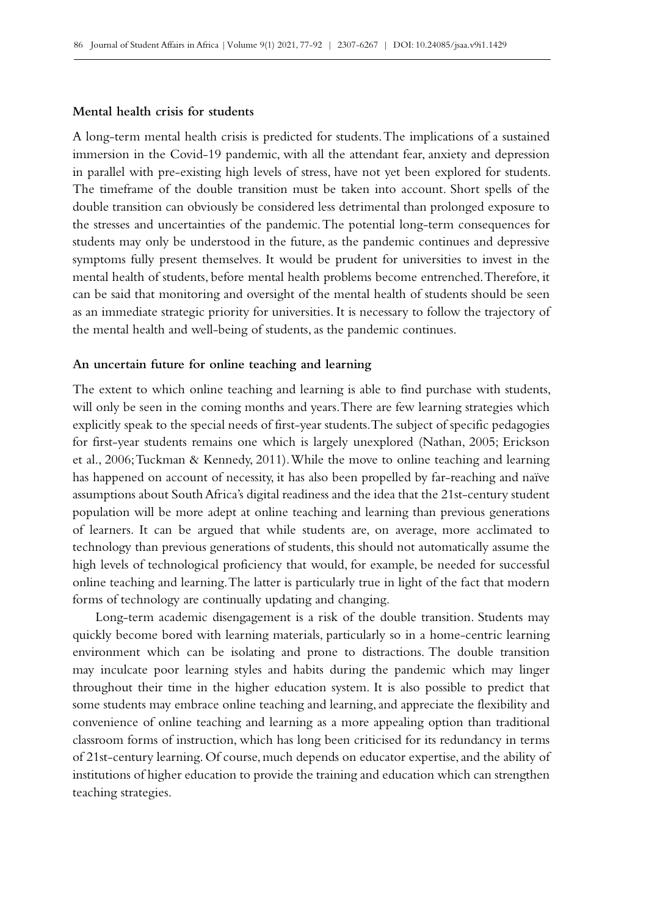### Mental health crisis for students

A long-term mental health crisis is predicted for students. The implications of a sustained immersion in the Covid-19 pandemic, with all the attendant fear, anxiety and depression in parallel with pre-existing high levels of stress, have not yet been explored for students. The timeframe of the double transition must be taken into account. Short spells of the double transition can obviously be considered less detrimental than prolonged exposure to the stresses and uncertainties of the pandemic. The potential long-term consequences for students may only be understood in the future, as the pandemic continues and depressive symptoms fully present themselves. It would be prudent for universities to invest in the mental health of students, before mental health problems become entrenched. Therefore, it can be said that monitoring and oversight of the mental health of students should be seen as an immediate strategic priority for universities. It is necessary to follow the trajectory of the mental health and well-being of students, as the pandemic continues.

### An uncertain future for online teaching and learning

The extent to which online teaching and learning is able to find purchase with students, will only be seen in the coming months and years. There are few learning strategies which explicitly speak to the special needs of first-year students. The subject of specific pedagogies for first-year students remains one which is largely unexplored (Nathan, 2005; Erickson et al., 2006; Tuckman & Kennedy, 2011). While the move to online teaching and learning has happened on account of necessity, it has also been propelled by far-reaching and naïve assumptions about South Africa's digital readiness and the idea that the 21st-century student population will be more adept at online teaching and learning than previous generations of learners. It can be argued that while students are, on average, more acclimated to technology than previous generations of students, this should not automatically assume the high levels of technological proficiency that would, for example, be needed for successful online teaching and learning. The latter is particularly true in light of the fact that modern forms of technology are continually updating and changing.

Long-term academic disengagement is a risk of the double transition. Students may quickly become bored with learning materials, particularly so in a home-centric learning environment which can be isolating and prone to distractions. The double transition may inculcate poor learning styles and habits during the pandemic which may linger throughout their time in the higher education system. It is also possible to predict that some students may embrace online teaching and learning, and appreciate the flexibility and convenience of online teaching and learning as a more appealing option than traditional classroom forms of instruction, which has long been criticised for its redundancy in terms of 21st-century learning. Of course, much depends on educator expertise, and the ability of institutions of higher education to provide the training and education which can strengthen teaching strategies.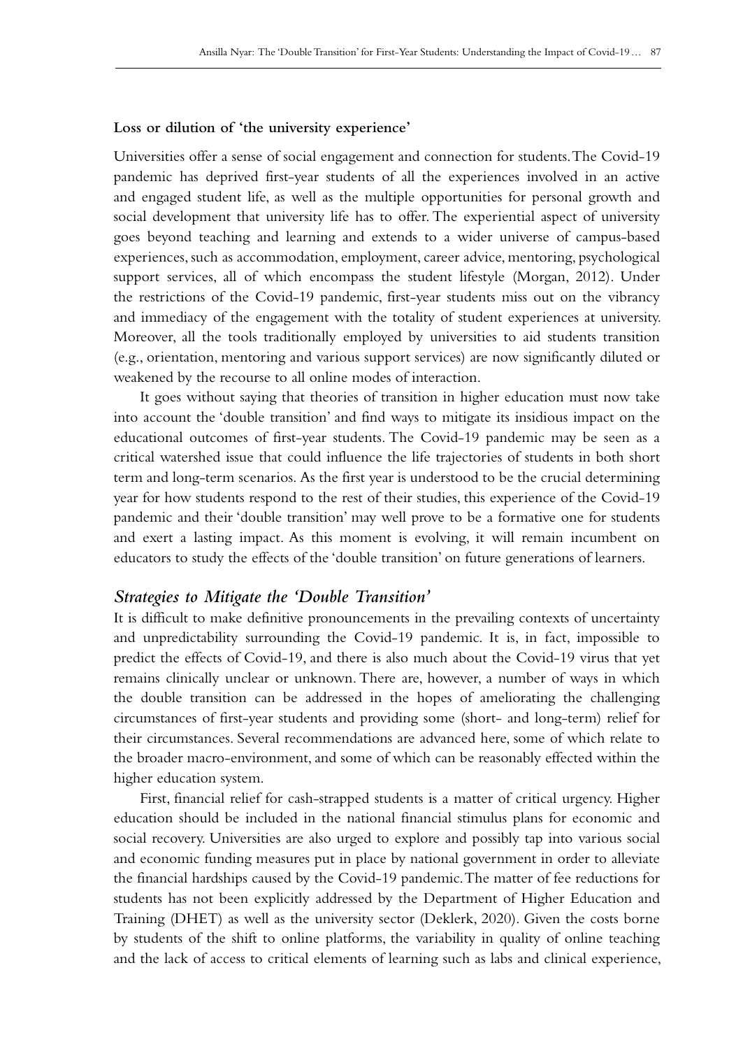**Loss or dilution of 'the university experience'**

Universities offer a sense of social engagement and connection for students. The Covid-19 pandemic has deprived first-year students of all the experiences involved in an active and engaged student life, as well as the multiple opportunities for personal growth and social development that university life has to offer. The experiential aspect of university goes beyond teaching and learning and extends to a wider universe of campus-based experiences, such as accommodation, employment, career advice, mentoring, psychological support services, all of which encompass the student lifestyle (Morgan, 2012). Under the restrictions of the Covid-19 pandemic, first-year students miss out on the vibrancy and immediacy of the engagement with the totality of student experiences at university. Moreover, all the tools traditionally employed by universities to aid students transition (e.g., orientation, mentoring and various support services) are now significantly diluted or weakened by the recourse to all online modes of interaction.

It goes without saying that theories of transition in higher education must now take into account the 'double transition' and find ways to mitigate its insidious impact on the educational outcomes of first-year students. The Covid-19 pandemic may be seen as a critical watershed issue that could influence the life trajectories of students in both short term and long-term scenarios. As the first year is understood to be the crucial determining year for how students respond to the rest of their studies, this experience of the Covid-19 pandemic and their 'double transition' may well prove to be a formative one for students and exert a lasting impact. As this moment is evolving, it will remain incumbent on educators to study the effects of the 'double transition' on future generations of learners.

## *Strategies to Mitigate the 'Double Transition'*

It is difficult to make definitive pronouncements in the prevailing contexts of uncertainty and unpredictability surrounding the Covid-19 pandemic. It is, in fact, impossible to predict the effects of Covid-19, and there is also much about the Covid-19 virus that yet remains clinically unclear or unknown. There are, however, a number of ways in which the double transition can be addressed in the hopes of ameliorating the challenging circumstances of first-year students and providing some (short- and long-term) relief for their circumstances. Several recommendations are advanced here, some of which relate to the broader macro-environment, and some of which can be reasonably effected within the higher education system.

First, financial relief for cash-strapped students is a matter of critical urgency. Higher education should be included in the national financial stimulus plans for economic and social recovery. Universities are also urged to explore and possibly tap into various social and economic funding measures put in place by national government in order to alleviate the financial hardships caused by the Covid-19 pandemic. The matter of fee reductions for students has not been explicitly addressed by the Department of Higher Education and Training (DHET) as well as the university sector (Deklerk, 2020). Given the costs borne by students of the shift to online platforms, the variability in quality of online teaching and the lack of access to critical elements of learning such as labs and clinical experience,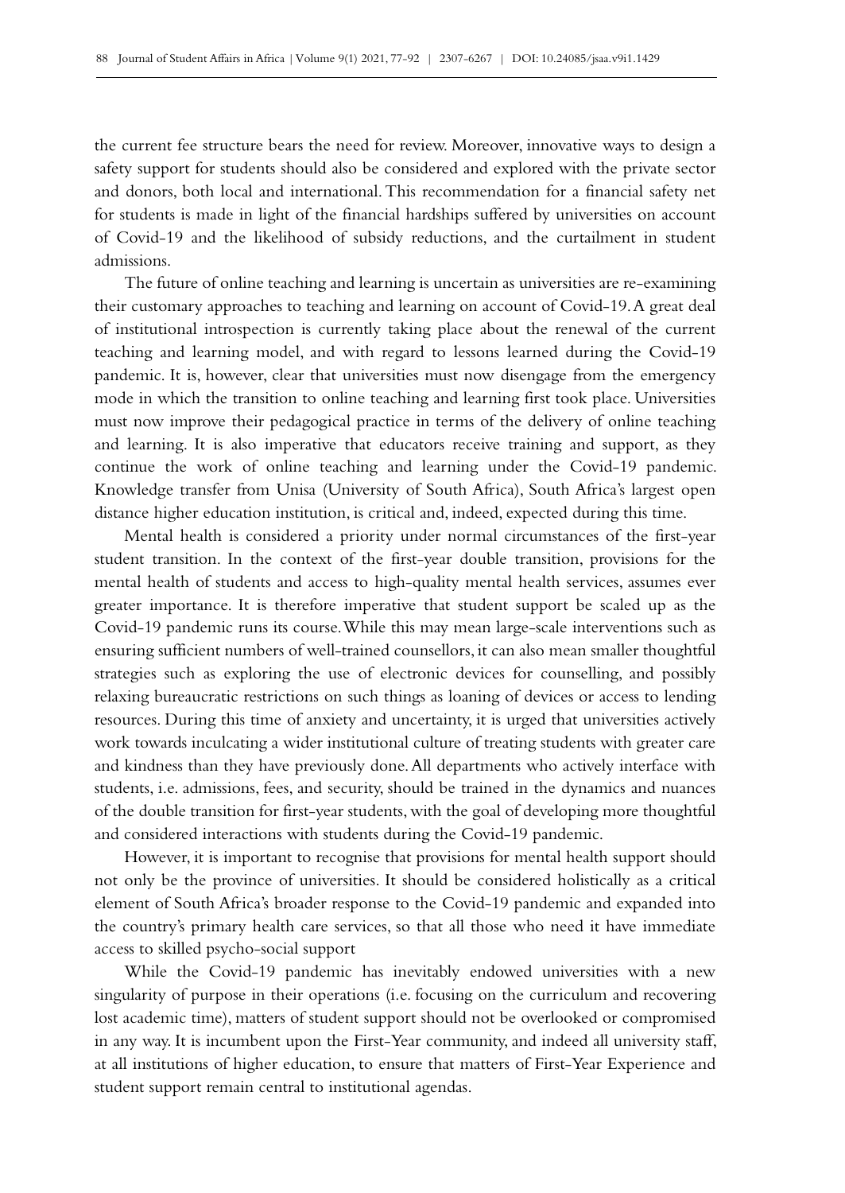the current fee structure bears the need for review. Moreover, innovative ways to design a safety support for students should also be considered and explored with the private sector and donors, both local and international. This recommendation for a financial safety net for students is made in light of the financial hardships suffered by universities on account of Covid-19 and the likelihood of subsidy reductions, and the curtailment in student admissions.

The future of online teaching and learning is uncertain as universities are re-examining their customary approaches to teaching and learning on account of Covid-19. A great deal of institutional introspection is currently taking place about the renewal of the current teaching and learning model, and with regard to lessons learned during the Covid-19 pandemic. It is, however, clear that universities must now disengage from the emergency mode in which the transition to online teaching and learning first took place. Universities must now improve their pedagogical practice in terms of the delivery of online teaching and learning. It is also imperative that educators receive training and support, as they continue the work of online teaching and learning under the Covid-19 pandemic. Knowledge transfer from Unisa (University of South Africa), South Africa's largest open distance higher education institution, is critical and, indeed, expected during this time.

Mental health is considered a priority under normal circumstances of the first-year student transition. In the context of the first-year double transition, provisions for the mental health of students and access to high-quality mental health services, assumes ever greater importance. It is therefore imperative that student support be scaled up as the Covid-19 pandemic runs its course. While this may mean large-scale interventions such as ensuring sufficient numbers of well-trained counsellors, it can also mean smaller thoughtful strategies such as exploring the use of electronic devices for counselling, and possibly relaxing bureaucratic restrictions on such things as loaning of devices or access to lending resources. During this time of anxiety and uncertainty, it is urged that universities actively work towards inculcating a wider institutional culture of treating students with greater care and kindness than they have previously done. All departments who actively interface with students, i.e. admissions, fees, and security, should be trained in the dynamics and nuances of the double transition for first-year students, with the goal of developing more thoughtful and considered interactions with students during the Covid-19 pandemic.

However, it is important to recognise that provisions for mental health support should not only be the province of universities. It should be considered holistically as a critical element of South Africa's broader response to the Covid-19 pandemic and expanded into the country's primary health care services, so that all those who need it have immediate access to skilled psycho-social support

While the Covid-19 pandemic has inevitably endowed universities with a new singularity of purpose in their operations (i.e. focusing on the curriculum and recovering lost academic time), matters of student support should not be overlooked or compromised in any way. It is incumbent upon the First-Year community, and indeed all university staff, at all institutions of higher education, to ensure that matters of First-Year Experience and student support remain central to institutional agendas.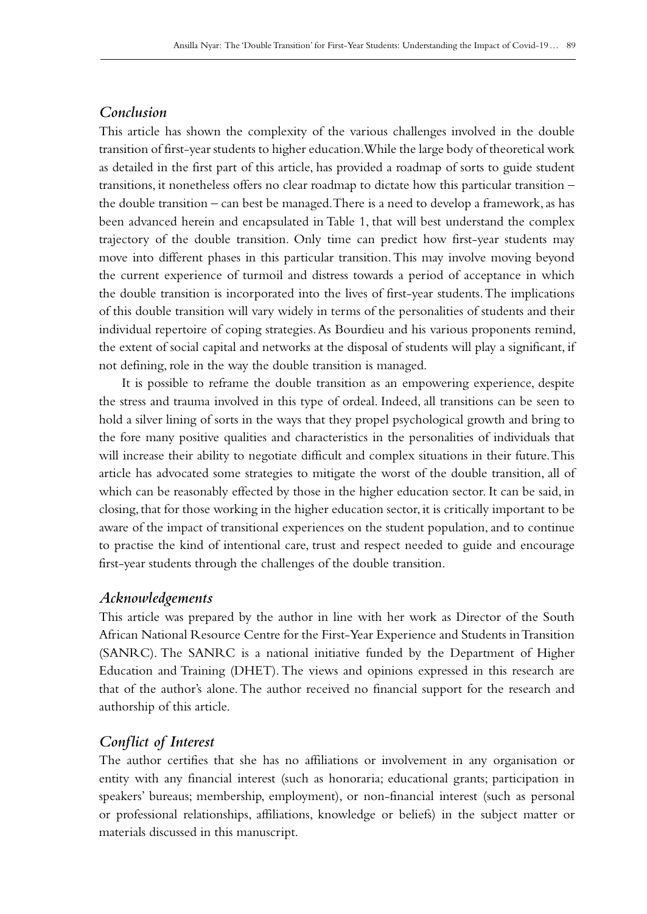## *Conclusion*

This article has shown the complexity of the various challenges involved in the double transition of first-year students to higher education. While the large body of theoretical work as detailed in the first part of this article, has provided a roadmap of sorts to guide student transitions, it nonetheless offers no clear roadmap to dictate how this particular transition – the double transition – can best be managed. There is a need to develop a framework, as has been advanced herein and encapsulated in Table 1, that will best understand the complex trajectory of the double transition. Only time can predict how first-year students may move into different phases in this particular transition. This may involve moving beyond the current experience of turmoil and distress towards a period of acceptance in which the double transition is incorporated into the lives of first-year students. The implications of this double transition will vary widely in terms of the personalities of students and their individual repertoire of coping strategies. As Bourdieu and his various proponents remind, the extent of social capital and networks at the disposal of students will play a significant, if not defining, role in the way the double transition is managed.

It is possible to reframe the double transition as an empowering experience, despite the stress and trauma involved in this type of ordeal. Indeed, all transitions can be seen to hold a silver lining of sorts in the ways that they propel psychological growth and bring to the fore many positive qualities and characteristics in the personalities of individuals that will increase their ability to negotiate difficult and complex situations in their future. This article has advocated some strategies to mitigate the worst of the double transition, all of which can be reasonably effected by those in the higher education sector. It can be said, in closing, that for those working in the higher education sector, it is critically important to be aware of the impact of transitional experiences on the student population, and to continue to practise the kind of intentional care, trust and respect needed to guide and encourage first-year students through the challenges of the double transition.

## *Acknowledgements*

This article was prepared by the author in line with her work as Director of the South African National Resource Centre for the First-Year Experience and Students in Transition (SANRC). The SANRC is a national initiative funded by the Department of Higher Education and Training (DHET). The views and opinions expressed in this research are that of the author's alone. The author received no financial support for the research and authorship of this article.

## *Conflict of Interest*

The author certifies that she has no affiliations or involvement in any organisation or entity with any financial interest (such as honoraria; educational grants; participation in speakers' bureaus; membership, employment), or non-financial interest (such as personal or professional relationships, affiliations, knowledge or beliefs) in the subject matter or materials discussed in this manuscript.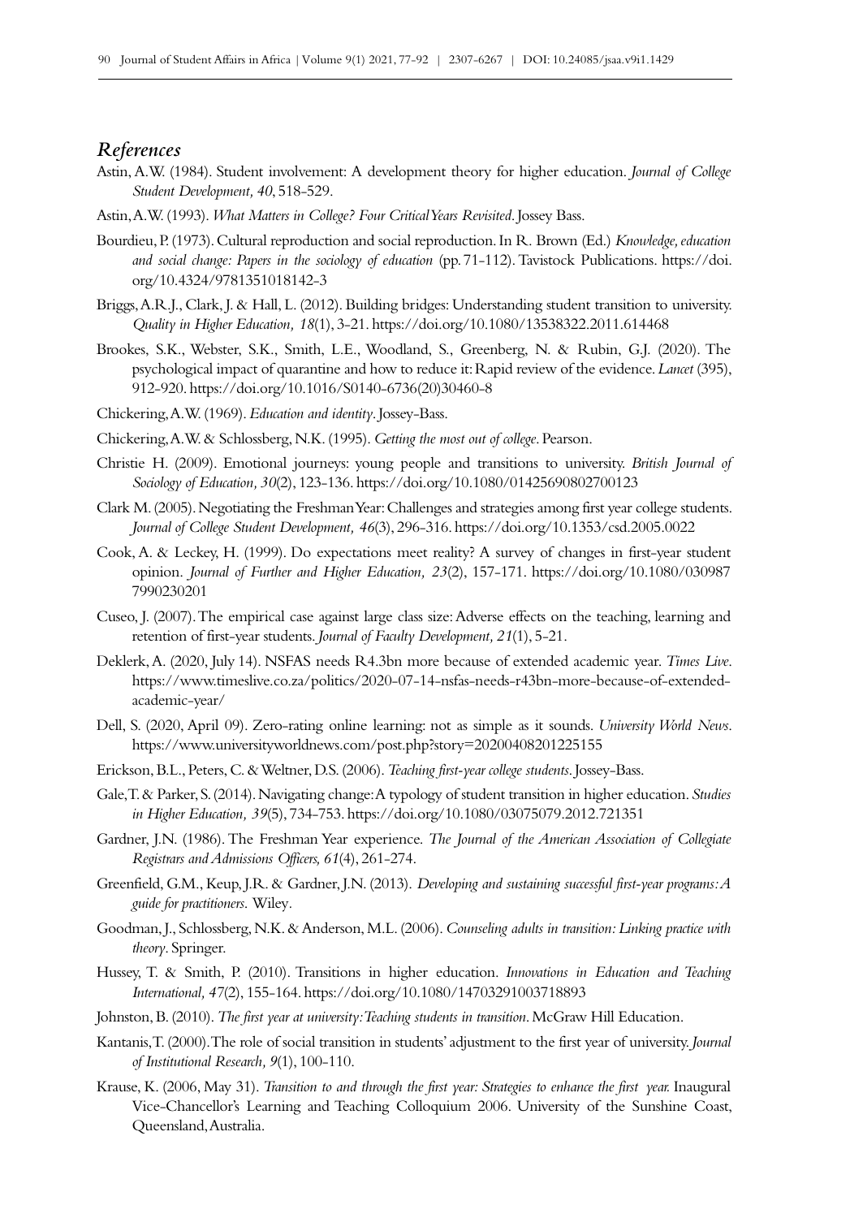## *References*

Astin, A.W. (1984). Student involvement: A development theory for higher education. *Journal of College Student Development, 40*, 518-529.

Astin, A.W. (1993). *What Matters in College? Four Critical Years Revisited*. Jossey Bass.

Bourdieu, P. (1973). Cultural reproduction and social reproduction. In R. Brown (Ed.) *Knowledge, education and social change: Papers in the sociology of education* (pp. 71-112). Tavistock Publications. https://doi.org/10.4324/9781351018142-3

Briggs, A.R.J., Clark, J. & Hall, L. (2012). Building bridges: Understanding student transition to university. *Quality in Higher Education, 18*(1), 3-21. https://doi.org/10.1080/13538322.2011.614468

Brookes, S.K., Webster, S.K., Smith, L.E., Woodland, S., Greenberg, N. & Rubin, G.J. (2020). The psychological impact of quarantine and how to reduce it: Rapid review of the evidence. *Lancet* (395), 912-920. https://doi.org/10.1016/S0140-6736(20)30460-8

Chickering, A.W. (1969). *Education and identity*. Jossey-Bass.

Chickering, A.W. & Schlossberg, N.K. (1995). *Getting the most out of college*. Pearson.

Christie H. (2009). Emotional journeys: young people and transitions to university. *British Journal of Sociology of Education, 30*(2), 123-136. https://doi.org/10.1080/01425690802700123

Clark M. (2005). Negotiating the Freshman Year: Challenges and strategies among first year college students. *Journal of College Student Development, 46*(3), 296-316. https://doi.org/10.1353/csd.2005.0022

Cook, A. & Leckey, H. (1999). Do expectations meet reality? A survey of changes in first-year student opinion. *Journal of Further and Higher Education, 23*(2), 157-171. https://doi.org/10.1080/0309877990230201

Cuseo, J. (2007). The empirical case against large class size: Adverse effects on the teaching, learning and retention of first-year students. *Journal of Faculty Development, 21*(1), 5-21.

Deklerk, A. (2020, July 14). NSFAS needs R4.3bn more because of extended academic year. *Times Live*. https://www.timeslive.co.za/politics/2020-07-14-nsfas-needs-r43bn-more-because-of-extended-academic-year/

Dell, S. (2020, April 09). Zero-rating online learning: not as simple as it sounds. *University World News*. https://www.universityworldnews.com/post.php?story=20200408201225155

Erickson, B.L., Peters, C. & Weltner, D.S. (2006). *Teaching first-year college students*. Jossey-Bass.

Gale, T. & Parker, S. (2014). Navigating change: A typology of student transition in higher education. *Studies in Higher Education, 39*(5), 734-753. https://doi.org/10.1080/03075079.2012.721351

Gardner, J.N. (1986). The Freshman Year experience. *The Journal of the American Association of Collegiate Registrars and Admissions Officers, 61*(4), 261-274.

Greenfield, G.M., Keup, J.R. & Gardner, J.N. (2013). *Developing and sustaining successful first-year programs: A guide for practitioners*. Wiley.

Goodman, J., Schlossberg, N.K. & Anderson, M.L. (2006). *Counseling adults in transition: Linking practice with theory*. Springer.

Hussey, T. & Smith, P. (2010). Transitions in higher education. *Innovations in Education and Teaching International, 47*(2), 155-164. https://doi.org/10.1080/14703291003718893

Johnston, B. (2010). *The first year at university: Teaching students in transition*. McGraw Hill Education.

Kantanis, T. (2000). The role of social transition in students' adjustment to the first year of university. *Journal of Institutional Research, 9*(1), 100-110.

Krause, K. (2006, May 31). *Transition to and through the first year: Strategies to enhance the first year.* Inaugural Vice-Chancellor's Learning and Teaching Colloquium 2006. University of the Sunshine Coast, Queensland, Australia.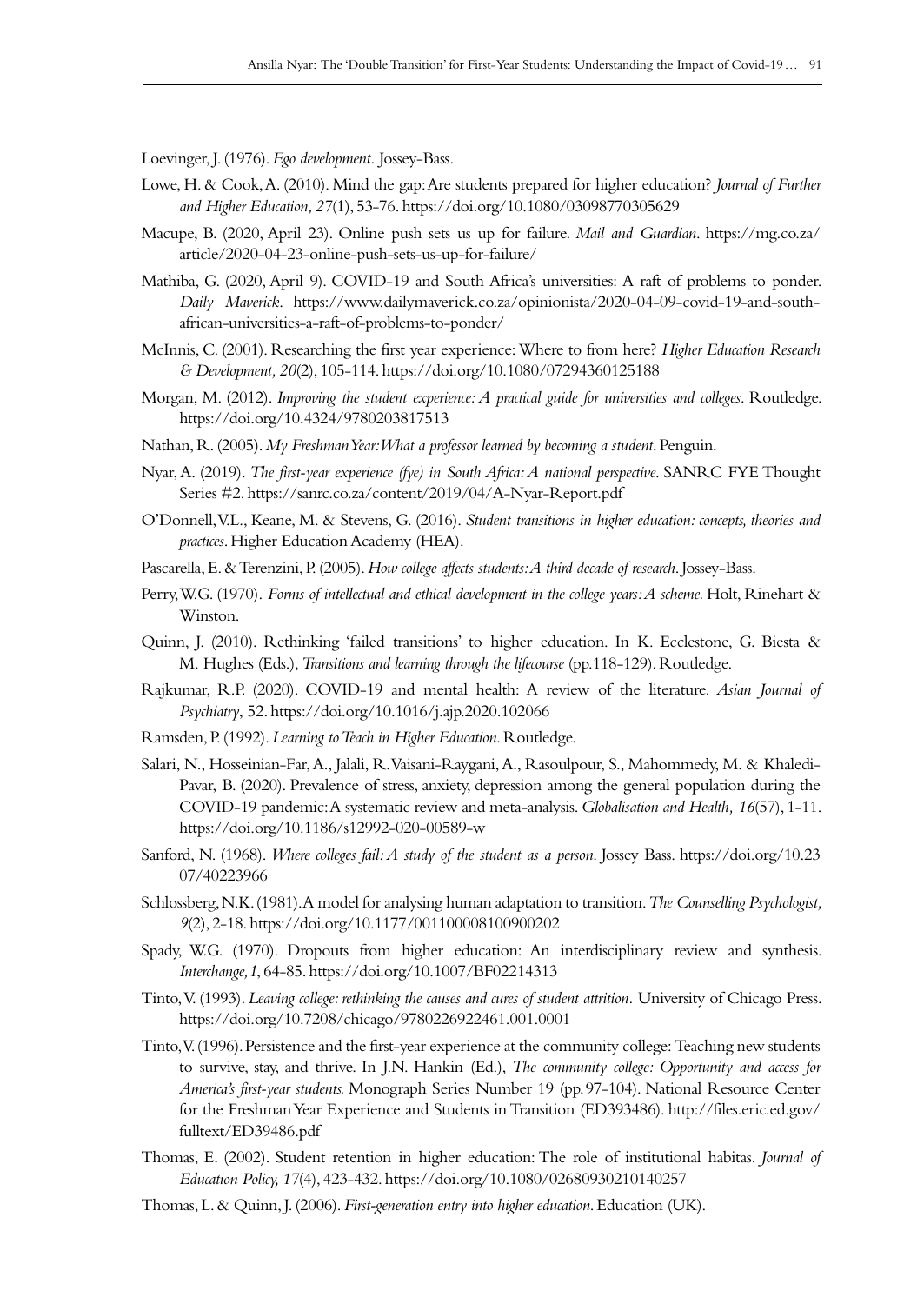Loevinger, J. (1976). *Ego development.* Jossey-Bass.

Lowe, H. & Cook, A. (2010). Mind the gap: Are students prepared for higher education? *Journal of Further and Higher Education, 27*(1), 53-76. https://doi.org/10.1080/03098770305629

Macupe, B. (2020, April 23). Online push sets us up for failure. *Mail and Guardian*. https://mg.co.za/article/2020-04-23-online-push-sets-us-up-for-failure/

Mathiba, G. (2020, April 9). COVID-19 and South Africa's universities: A raft of problems to ponder. *Daily Maverick*. https://www.dailymaverick.co.za/opinionista/2020-04-09-covid-19-and-south-african-universities-a-raft-of-problems-to-ponder/

McInnis, C. (2001). Researching the first year experience: Where to from here? *Higher Education Research & Development, 20*(2), 105-114. https://doi.org/10.1080/07294360125188

Morgan, M. (2012). *Improving the student experience: A practical guide for universities and colleges*. Routledge. https://doi.org/10.4324/9780203817513

Nathan, R. (2005). *My Freshman Year: What a professor learned by becoming a student*. Penguin.

Nyar, A. (2019). *The first-year experience (fye) in South Africa: A national perspective*. SANRC FYE Thought Series #2. https://sanrc.co.za/content/2019/04/A-Nyar-Report.pdf

O'Donnell, V.L., Keane, M. & Stevens, G. (2016). *Student transitions in higher education: concepts, theories and practices*. Higher Education Academy (HEA).

Pascarella, E. & Terenzini, P. (2005). *How college affects students: A third decade of research*. Jossey-Bass.

Perry, W.G. (1970). *Forms of intellectual and ethical development in the college years: A scheme.* Holt, Rinehart & Winston.

Quinn, J. (2010). Rethinking 'failed transitions' to higher education. In K. Ecclestone, G. Biesta & M. Hughes (Eds.), *Transitions and learning through the lifecourse* (pp.118-129). Routledge.

Rajkumar, R.P. (2020). COVID-19 and mental health: A review of the literature. *Asian Journal of Psychiatry*, 52. https://doi.org/10.1016/j.ajp.2020.102066

Ramsden, P. (1992). *Learning to Teach in Higher Education*. Routledge.

Salari, N., Hosseinian-Far, A., Jalali, R. Vaisani-Raygani, A., Rasoulpour, S., Mahommedy, M. & Khaledi-Pavar, B. (2020). Prevalence of stress, anxiety, depression among the general population during the COVID-19 pandemic: A systematic review and meta-analysis. *Globalisation and Health, 16*(57), 1-11. https://doi.org/10.1186/s12992-020-00589-w

Sanford, N. (1968). *Where colleges fail: A study of the student as a person*. Jossey Bass. https://doi.org/10.2307/40223966

Schlossberg, N.K. (1981). A model for analysing human adaptation to transition. *The Counselling Psychologist, 9*(2), 2-18. https://doi.org/10.1177/001100008100900202

Spady, W.G. (1970). Dropouts from higher education: An interdisciplinary review and synthesis. *Interchange, 1*, 64-85. https://doi.org/10.1007/BF02214313

Tinto, V. (1993). *Leaving college: rethinking the causes and cures of student attrition.* University of Chicago Press. https://doi.org/10.7208/chicago/9780226922461.001.0001

Tinto, V. (1996). Persistence and the first-year experience at the community college: Teaching new students to survive, stay, and thrive. In J.N. Hankin (Ed.), *The community college: Opportunity and access for America's first-year students.* Monograph Series Number 19 (pp. 97-104). National Resource Center for the Freshman Year Experience and Students in Transition (ED393486). http://files.eric.ed.gov/fulltext/ED39486.pdf

Thomas, E. (2002). Student retention in higher education: The role of institutional habitas. *Journal of Education Policy, 17*(4), 423-432. https://doi.org/10.1080/02680930210140257

Thomas, L. & Quinn, J. (2006). *First-generation entry into higher education*. Education (UK).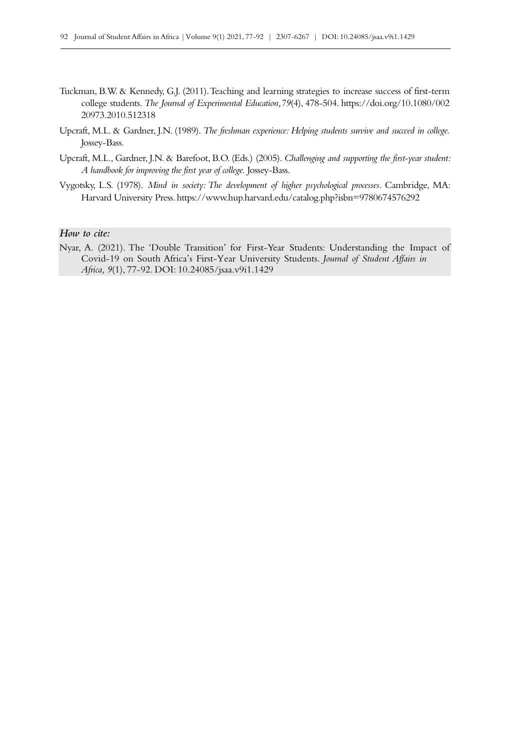Tuckman, B.W. & Kennedy, G.J. (2011). Teaching and learning strategies to increase success of first-term college students. *The Journal of Experimental Education, 79*(4), 478-504. https://doi.org/10.1080/00220973.2010.512318

Upcraft, M.L. & Gardner, J.N. (1989). *The freshman experience: Helping students survive and succeed in college.* Jossey-Bass.

Upcraft, M.L., Gardner, J.N. & Barefoot, B.O. (Eds.) (2005). *Challenging and supporting the first-year student: A handbook for improving the first year of college.* Jossey-Bass.

Vygotsky, L.S. (1978). *Mind in society: The development of higher psychological processes*. Cambridge, MA: Harvard University Press. https://www.hup.harvard.edu/catalog.php?isbn=9780674576292

***How to cite:***

Nyar, A. (2021). The 'Double Transition' for First-Year Students: Understanding the Impact of Covid-19 on South Africa's First-Year University Students. *Journal of Student Affairs in Africa, 9*(1), 77-92. DOI: 10.24085/jsaa.v9i1.1429